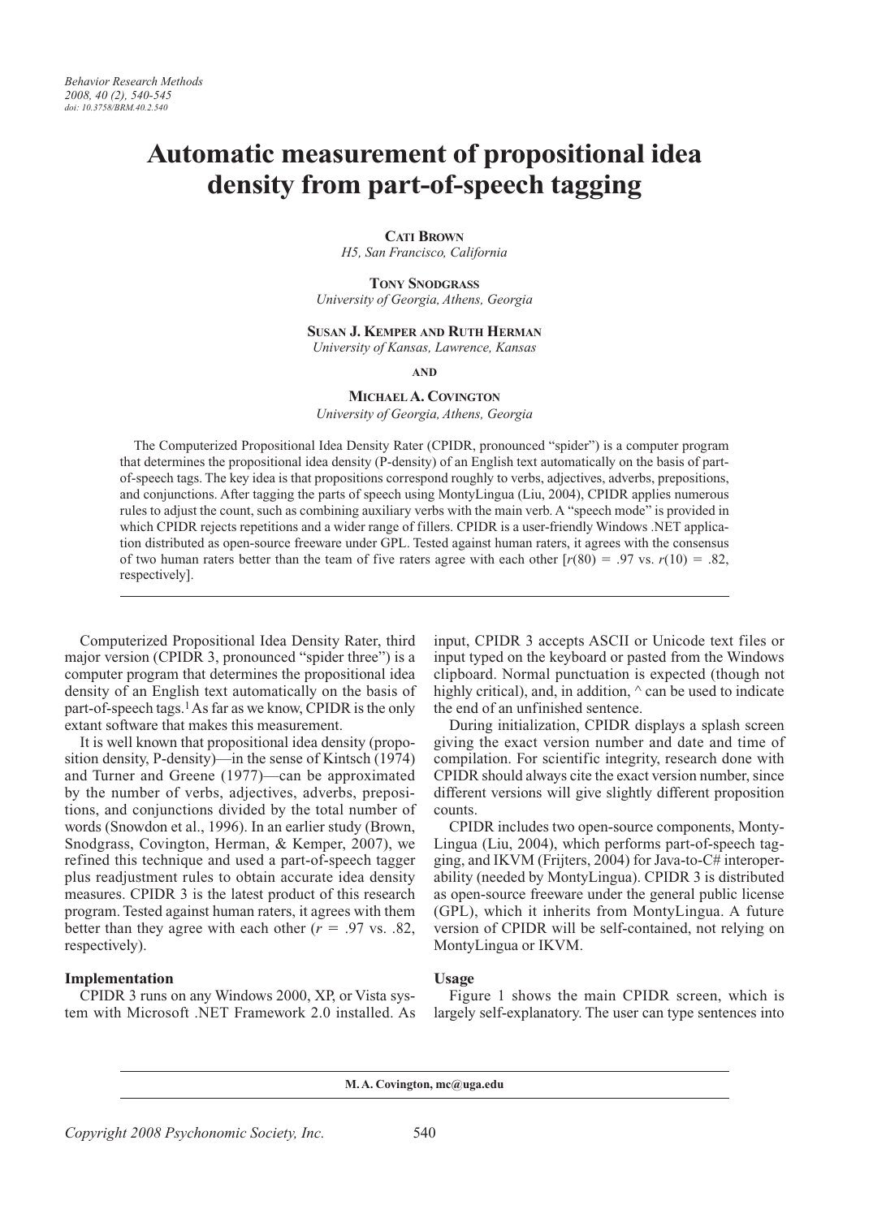# Automatic measurement of propositional idea density from part-of-speech tagging

**Cati Brown**
*H5, San Francisco, California*

**Tony Snodgrass**
*University of Georgia, Athens, Georgia*

**Susan J. Kemper and Ruth Herman**
*University of Kansas, Lawrence, Kansas*

**and**

**Michael A. Covington**
*University of Georgia, Athens, Georgia*

The Computerized Propositional Idea Density Rater (CPIDR, pronounced "spider") is a computer program that determines the propositional idea density (P-density) of an English text automatically on the basis of part-of-speech tags. The key idea is that propositions correspond roughly to verbs, adjectives, adverbs, prepositions, and conjunctions. After tagging the parts of speech using MontyLingua (Liu, 2004), CPIDR applies numerous rules to adjust the count, such as combining auxiliary verbs with the main verb. A "speech mode" is provided in which CPIDR rejects repetitions and a wider range of fillers. CPIDR is a user-friendly Windows .NET application distributed as open-source freeware under GPL. Tested against human raters, it agrees with the consensus of two human raters better than the team of five raters agree with each other [$r(80) = .97$ vs. $r(10) = .82$, respectively].

Computerized Propositional Idea Density Rater, third major version (CPIDR 3, pronounced "spider three") is a computer program that determines the propositional idea density of an English text automatically on the basis of part-of-speech tags.[1] As far as we know, CPIDR is the only extant software that makes this measurement.

It is well known that propositional idea density (proposition density, P-density)—in the sense of Kintsch (1974) and Turner and Greene (1977)—can be approximated by the number of verbs, adjectives, adverbs, prepositions, and conjunctions divided by the total number of words (Snowdon et al., 1996). In an earlier study (Brown, Snodgrass, Covington, Herman, & Kemper, 2007), we refined this technique and used a part-of-speech tagger plus readjustment rules to obtain accurate idea density measures. CPIDR 3 is the latest product of this research program. Tested against human raters, it agrees with them better than they agree with each other ($r = .97$ vs. $.82$, respectively).

## Implementation

CPIDR 3 runs on any Windows 2000, XP, or Vista system with Microsoft .NET Framework 2.0 installed. As input, CPIDR 3 accepts ASCII or Unicode text files or input typed on the keyboard or pasted from the Windows clipboard. Normal punctuation is expected (though not highly critical), and, in addition, ^ can be used to indicate the end of an unfinished sentence.

During initialization, CPIDR displays a splash screen giving the exact version number and date and time of compilation. For scientific integrity, research done with CPIDR should always cite the exact version number, since different versions will give slightly different proposition counts.

CPIDR includes two open-source components, MontyLingua (Liu, 2004), which performs part-of-speech tagging, and IKVM (Frijters, 2004) for Java-to-C# interoperability (needed by MontyLingua). CPIDR 3 is distributed as open-source freeware under the general public license (GPL), which it inherits from MontyLingua. A future version of CPIDR will be self-contained, not relying on MontyLingua or IKVM.

## Usage

Figure 1 shows the main CPIDR screen, which is largely self-explanatory. The user can type sentences into

---

M. A. Covington, mc@uga.edu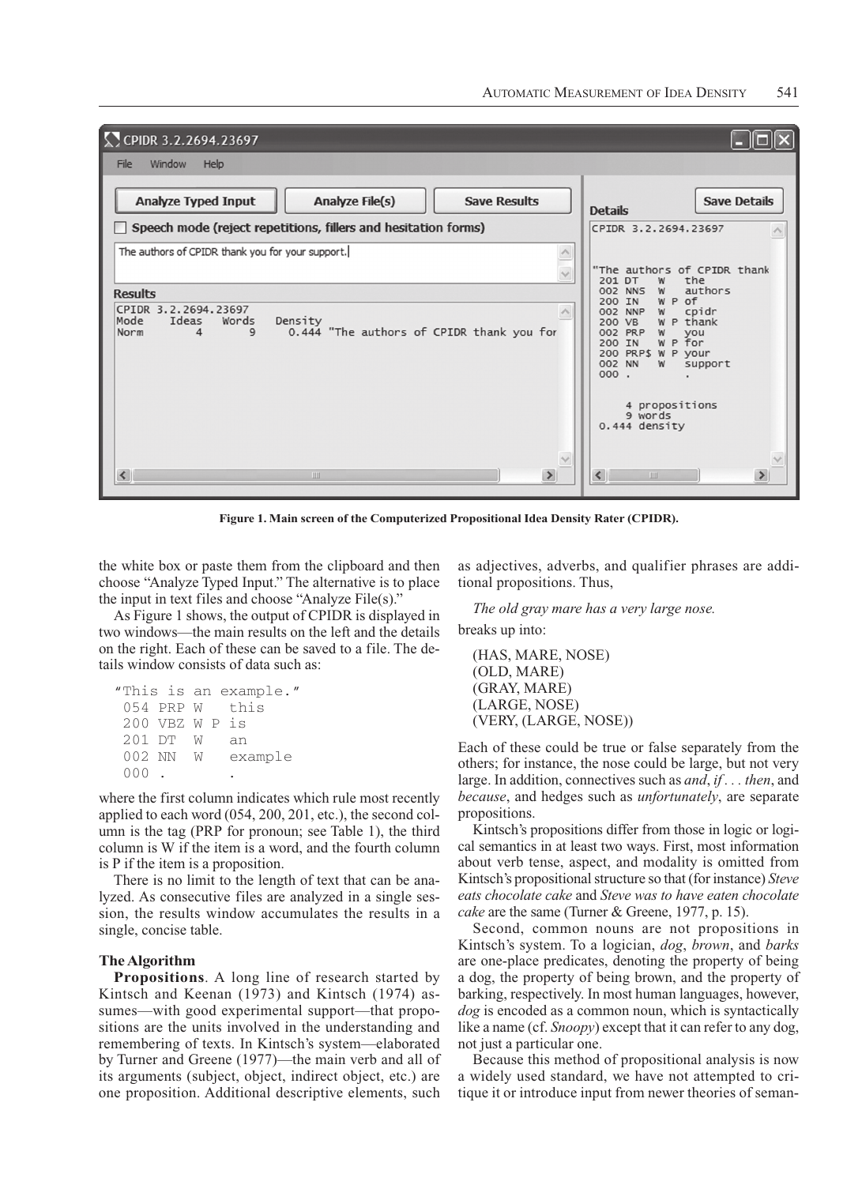Figure 1. Main screen of the Computerized Propositional Idea Density Rater (CPIDR).

the white box or paste them from the clipboard and then choose "Analyze Typed Input." The alternative is to place the input in text files and choose "Analyze File(s)."

As Figure 1 shows, the output of CPIDR is displayed in two windows—the main results on the left and the details on the right. Each of these can be saved to a file. The details window consists of data such as:

```
"This is an example."
 054 PRP W   this
 200 VBZ W P is
 201 DT  W   an
 002 NN  W   example
 000 .       .
```

where the first column indicates which rule most recently applied to each word (054, 200, 201, etc.), the second column is the tag (PRP for pronoun; see Table 1), the third column is W if the item is a word, and the fourth column is P if the item is a proposition.

There is no limit to the length of text that can be analyzed. As consecutive files are analyzed in a single session, the results window accumulates the results in a single, concise table.

### The Algorithm

**Propositions**. A long line of research started by Kintsch and Keenan (1973) and Kintsch (1974) assumes—with good experimental support—that propositions are the units involved in the understanding and remembering of texts. In Kintsch's system—elaborated by Turner and Greene (1977)—the main verb and all of its arguments (subject, object, indirect object, etc.) are one proposition. Additional descriptive elements, such as adjectives, adverbs, and qualifier phrases are additional propositions. Thus,

*The old gray mare has a very large nose.*

breaks up into:

(HAS, MARE, NOSE)
(OLD, MARE)
(GRAY, MARE)
(LARGE, NOSE)
(VERY, (LARGE, NOSE))

Each of these could be true or false separately from the others; for instance, the nose could be large, but not very large. In addition, connectives such as *and*, *if . . . then*, and *because*, and hedges such as *unfortunately*, are separate propositions.

Kintsch's propositions differ from those in logic or logical semantics in at least two ways. First, most information about verb tense, aspect, and modality is omitted from Kintsch's propositional structure so that (for instance) *Steve eats chocolate cake* and *Steve was to have eaten chocolate cake* are the same (Turner & Greene, 1977, p. 15).

Second, common nouns are not propositions in Kintsch's system. To a logician, *dog*, *brown*, and *barks* are one-place predicates, denoting the property of being a dog, the property of being brown, and the property of barking, respectively. In most human languages, however, *dog* is encoded as a common noun, which is syntactically like a name (cf. *Snoopy*) except that it can refer to any dog, not just a particular one.

Because this method of propositional analysis is now a widely used standard, we have not attempted to critique it or introduce input from newer theories of seman-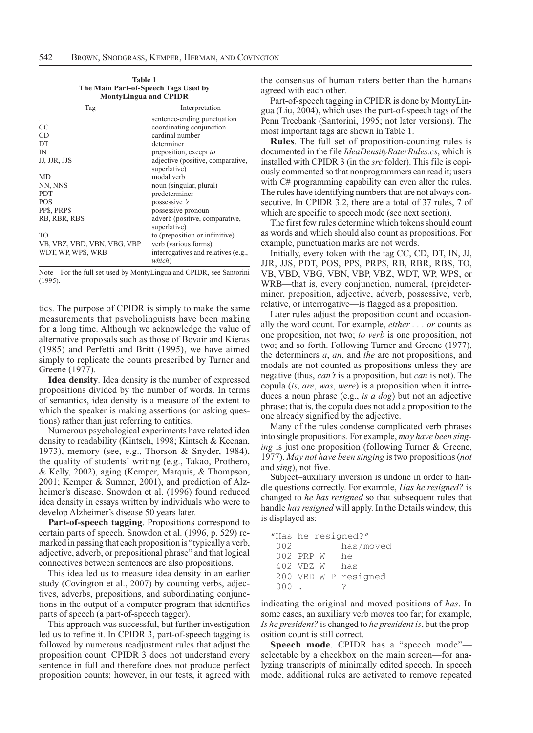**Table 1**
**The Main Part-of-Speech Tags Used by MontyLingua and CPIDR**

| Tag | Interpretation |
|---|---|
| . | sentence-ending punctuation |
| CC | coordinating conjunction |
| CD | cardinal number |
| DT | determiner |
| IN | preposition, except *to* |
| JJ, JJR, JJS | adjective (positive, comparative, superlative) |
| MD | modal verb |
| NN, NNS | noun (singular, plural) |
| PDT | predeterminer |
| POS | possessive *'s* |
| PP$, PRP$ | possessive pronoun |
| RB, RBR, RBS | adverb (positive, comparative, superlative) |
| TO | to (preposition or infinitive) |
| VB, VBZ, VBD, VBN, VBG, VBP | verb (various forms) |
| WDT, WP, WPS, WRB | interrogatives and relatives (e.g., *which*) |

Note—For the full set used by MontyLingua and CPIDR, see Santorini (1995).

tics. The purpose of CPIDR is simply to make the same measurements that psycholinguists have been making for a long time. Although we acknowledge the value of alternative proposals such as those of Bovair and Kieras (1985) and Perfetti and Britt (1995), we have aimed simply to replicate the counts prescribed by Turner and Greene (1977).

**Idea density**. Idea density is the number of expressed propositions divided by the number of words. In terms of semantics, idea density is a measure of the extent to which the speaker is making assertions (or asking questions) rather than just referring to entities.

Numerous psychological experiments have related idea density to readability (Kintsch, 1998; Kintsch & Keenan, 1973), memory (see, e.g., Thorson & Snyder, 1984), the quality of students' writing (e.g., Takao, Prothero, & Kelly, 2002), aging (Kemper, Marquis, & Thompson, 2001; Kemper & Sumner, 2001), and prediction of Alzheimer's disease. Snowdon et al. (1996) found reduced idea density in essays written by individuals who were to develop Alzheimer's disease 50 years later.

**Part-of-speech tagging**. Propositions correspond to certain parts of speech. Snowdon et al. (1996, p. 529) remarked in passing that each proposition is "typically a verb, adjective, adverb, or prepositional phrase" and that logical connectives between sentences are also propositions.

This idea led us to measure idea density in an earlier study (Covington et al., 2007) by counting verbs, adjectives, adverbs, prepositions, and subordinating conjunctions in the output of a computer program that identifies parts of speech (a part-of-speech tagger).

This approach was successful, but further investigation led us to refine it. In CPIDR 3, part-of-speech tagging is followed by numerous readjustment rules that adjust the proposition count. CPIDR 3 does not understand every sentence in full and therefore does not produce perfect proposition counts; however, in our tests, it agreed with the consensus of human raters better than the humans agreed with each other.

Part-of-speech tagging in CPIDR is done by MontyLingua (Liu, 2004), which uses the part-of-speech tags of the Penn Treebank (Santorini, 1995; not later versions). The most important tags are shown in Table 1.

**Rules**. The full set of proposition-counting rules is documented in the file *IdeaDensityRaterRules.cs*, which is installed with CPIDR 3 (in the *src* folder). This file is copiously commented so that nonprogrammers can read it; users with C# programming capability can even alter the rules. The rules have identifying numbers that are not always consecutive. In CPIDR 3.2, there are a total of 37 rules, 7 of which are specific to speech mode (see next section).

The first few rules determine which tokens should count as words and which should also count as propositions. For example, punctuation marks are not words.

Initially, every token with the tag CC, CD, DT, IN, JJ, JJR, JJS, PDT, POS, PP$, PRP$, RB, RBR, RBS, TO, VB, VBD, VBG, VBN, VBP, VBZ, WDT, WP, WPS, or WRB—that is, every conjunction, numeral, (pre)determiner, preposition, adjective, adverb, possessive, verb, relative, or interrogative—is flagged as a proposition.

Later rules adjust the proposition count and occasionally the word count. For example, *either . . . or* counts as one proposition, not two; *to verb* is one proposition, not two; and so forth. Following Turner and Greene (1977), the determiners *a*, *an*, and *the* are not propositions, and modals are not counted as propositions unless they are negative (thus, *can't* is a proposition, but *can* is not). The copula (*is*, *are*, *was*, *were*) is a proposition when it introduces a noun phrase (e.g., *is a dog*) but not an adjective phrase; that is, the copula does not add a proposition to the one already signified by the adjective.

Many of the rules condense complicated verb phrases into single propositions. For example, *may have been singing* is just one proposition (following Turner & Greene, 1977). *May not have been singing* is two propositions (*not* and *sing*), not five.

Subject–auxiliary inversion is undone in order to handle questions correctly. For example, *Has he resigned?* is changed to *he has resigned* so that subsequent rules that handle *has resigned* will apply. In the Details window, this is displayed as:

```
"Has he resigned?"
 002          has/moved
 002 PRP W    he
 402 VBZ W    has
 200 VBD W P  resigned
 000 .        ?
```

indicating the original and moved positions of *has*. In some cases, an auxiliary verb moves too far; for example, *Is he president?* is changed to *he president is*, but the proposition count is still correct.

**Speech mode**. CPIDR has a "speech mode"—selectable by a checkbox on the main screen—for analyzing transcripts of minimally edited speech. In speech mode, additional rules are activated to remove repeated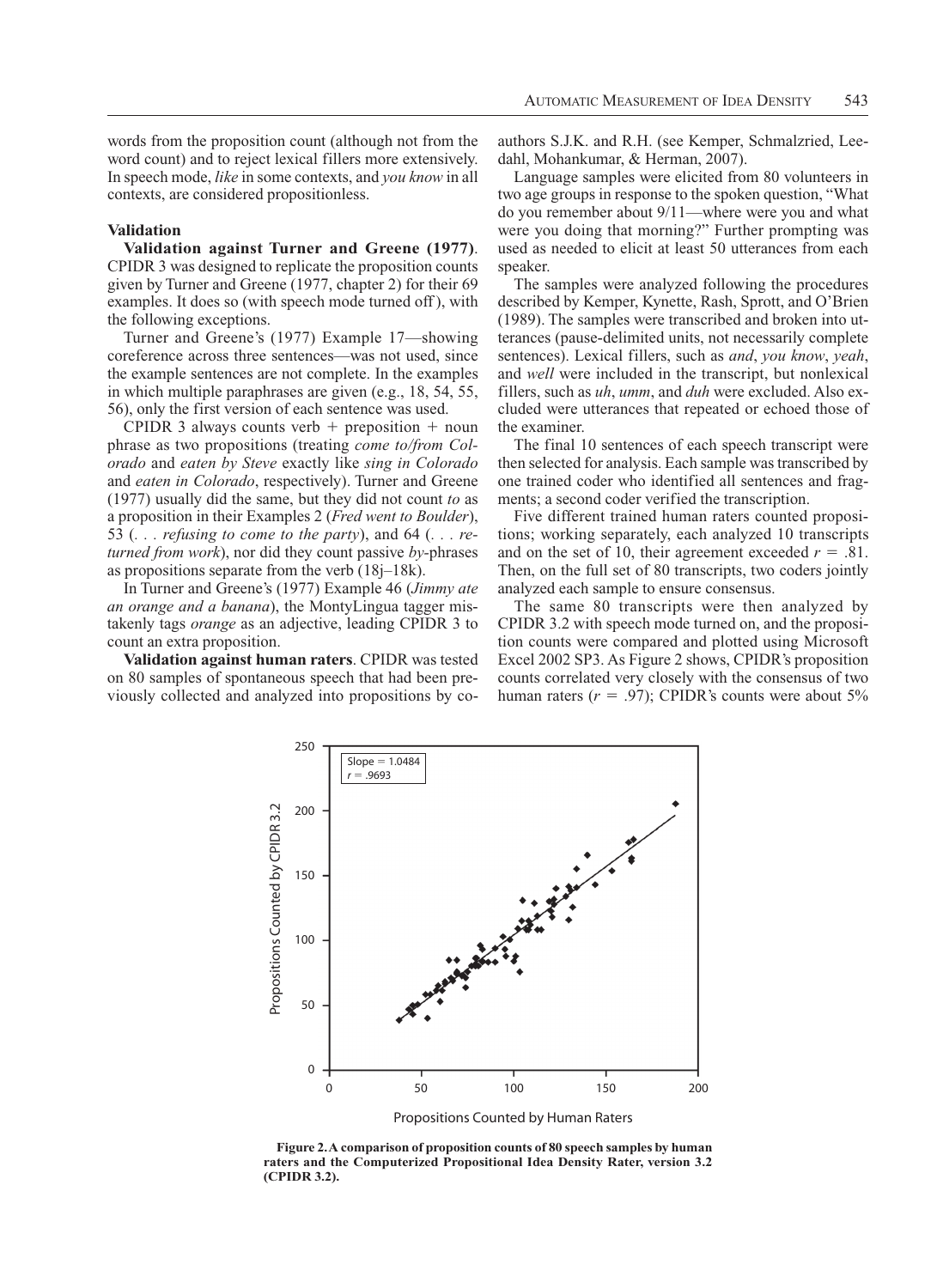words from the proposition count (although not from the word count) and to reject lexical fillers more extensively. In speech mode, *like* in some contexts, and *you know* in all contexts, are considered propositionless.

### Validation

**Validation against Turner and Greene (1977)**. CPIDR 3 was designed to replicate the proposition counts given by Turner and Greene (1977, chapter 2) for their 69 examples. It does so (with speech mode turned off), with the following exceptions.

Turner and Greene's (1977) Example 17—showing coreference across three sentences—was not used, since the example sentences are not complete. In the examples in which multiple paraphrases are given (e.g., 18, 54, 55, 56), only the first version of each sentence was used.

CPIDR 3 always counts verb + preposition + noun phrase as two propositions (treating *come to/from Colorado* and *eaten by Steve* exactly like *sing in Colorado* and *eaten in Colorado*, respectively). Turner and Greene (1977) usually did the same, but they did not count *to* as a proposition in their Examples 2 (*Fred went to Boulder*), 53 (*. . . refusing to come to the party*), and 64 (*. . . returned from work*), nor did they count passive *by*-phrases as propositions separate from the verb (18j–18k).

In Turner and Greene's (1977) Example 46 (*Jimmy ate an orange and a banana*), the MontyLingua tagger mistakenly tags *orange* as an adjective, leading CPIDR 3 to count an extra proposition.

**Validation against human raters**. CPIDR was tested on 80 samples of spontaneous speech that had been previously collected and analyzed into propositions by coauthors S.J.K. and R.H. (see Kemper, Schmalzried, Leedahl, Mohankumar, & Herman, 2007).

Language samples were elicited from 80 volunteers in two age groups in response to the spoken question, "What do you remember about 9/11—where were you and what were you doing that morning?" Further prompting was used as needed to elicit at least 50 utterances from each speaker.

The samples were analyzed following the procedures described by Kemper, Kynette, Rash, Sprott, and O'Brien (1989). The samples were transcribed and broken into utterances (pause-delimited units, not necessarily complete sentences). Lexical fillers, such as *and*, *you know*, *yeah*, and *well* were included in the transcript, but nonlexical fillers, such as *uh*, *umm*, and *duh* were excluded. Also excluded were utterances that repeated or echoed those of the examiner.

The final 10 sentences of each speech transcript were then selected for analysis. Each sample was transcribed by one trained coder who identified all sentences and fragments; a second coder verified the transcription.

Five different trained human raters counted propositions; working separately, each analyzed 10 transcripts and on the set of 10, their agreement exceeded $r = .81$. Then, on the full set of 80 transcripts, two coders jointly analyzed each sample to ensure consensus.

The same 80 transcripts were then analyzed by CPIDR 3.2 with speech mode turned on, and the proposition counts were compared and plotted using Microsoft Excel 2002 SP3. As Figure 2 shows, CPIDR's proposition counts correlated very closely with the consensus of two human raters ($r = .97$); CPIDR's counts were about 5%

**Figure 2. A comparison of proposition counts of 80 speech samples by human raters and the Computerized Propositional Idea Density Rater, version 3.2 (CPIDR 3.2).**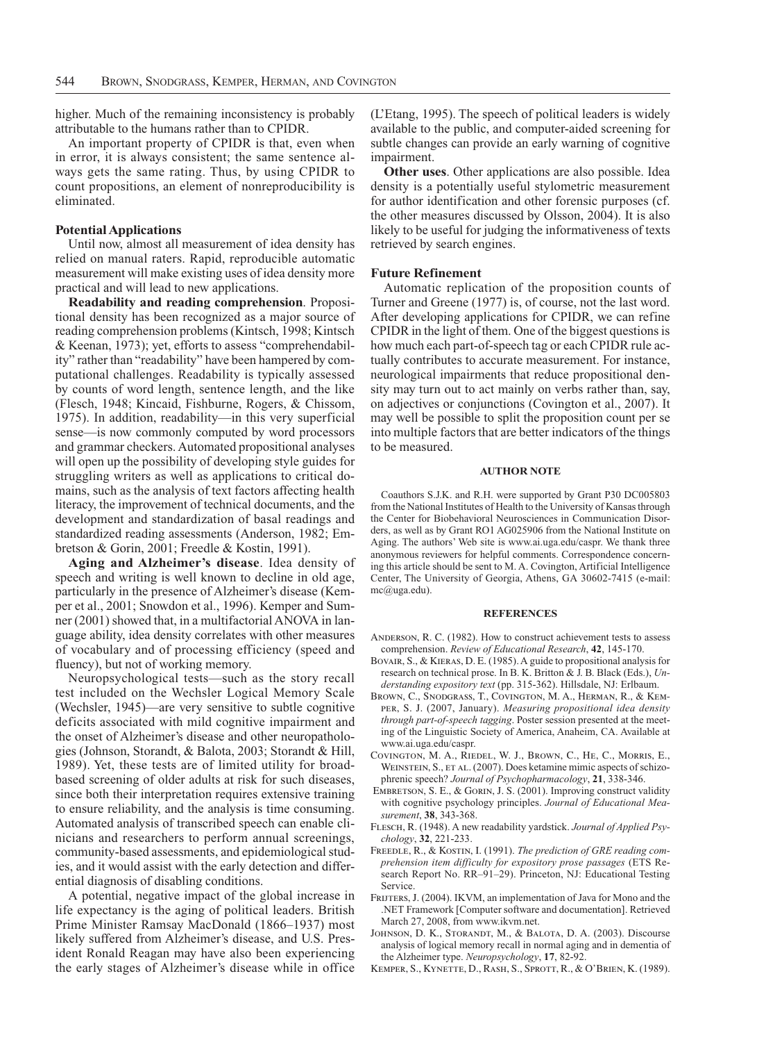higher. Much of the remaining inconsistency is probably attributable to the humans rather than to CPIDR.

An important property of CPIDR is that, even when in error, it is always consistent; the same sentence always gets the same rating. Thus, by using CPIDR to count propositions, an element of nonreproducibility is eliminated.

### Potential Applications

Until now, almost all measurement of idea density has relied on manual raters. Rapid, reproducible automatic measurement will make existing uses of idea density more practical and will lead to new applications.

**Readability and reading comprehension**. Propositional density has been recognized as a major source of reading comprehension problems (Kintsch, 1998; Kintsch & Keenan, 1973); yet, efforts to assess "comprehendability" rather than "readability" have been hampered by computational challenges. Readability is typically assessed by counts of word length, sentence length, and the like (Flesch, 1948; Kincaid, Fishburne, Rogers, & Chissom, 1975). In addition, readability—in this very superficial sense—is now commonly computed by word processors and grammar checkers. Automated propositional analyses will open up the possibility of developing style guides for struggling writers as well as applications to critical domains, such as the analysis of text factors affecting health literacy, the improvement of technical documents, and the development and standardization of basal readings and standardized reading assessments (Anderson, 1982; Embretson & Gorin, 2001; Freedle & Kostin, 1991).

**Aging and Alzheimer's disease**. Idea density of speech and writing is well known to decline in old age, particularly in the presence of Alzheimer's disease (Kemper et al., 2001; Snowdon et al., 1996). Kemper and Sumner (2001) showed that, in a multifactorial ANOVA in language ability, idea density correlates with other measures of vocabulary and of processing efficiency (speed and fluency), but not of working memory.

Neuropsychological tests—such as the story recall test included on the Wechsler Logical Memory Scale (Wechsler, 1945)—are very sensitive to subtle cognitive deficits associated with mild cognitive impairment and the onset of Alzheimer's disease and other neuropathologies (Johnson, Storandt, & Balota, 2003; Storandt & Hill, 1989). Yet, these tests are of limited utility for broad-based screening of older adults at risk for such diseases, since both their interpretation requires extensive training to ensure reliability, and the analysis is time consuming. Automated analysis of transcribed speech can enable clinicians and researchers to perform annual screenings, community-based assessments, and epidemiological studies, and it would assist with the early detection and differential diagnosis of disabling conditions.

A potential, negative impact of the global increase in life expectancy is the aging of political leaders. British Prime Minister Ramsay MacDonald (1866–1937) most likely suffered from Alzheimer's disease, and U.S. President Ronald Reagan may have also been experiencing the early stages of Alzheimer's disease while in office (L'Etang, 1995). The speech of political leaders is widely available to the public, and computer-aided screening for subtle changes can provide an early warning of cognitive impairment.

**Other uses**. Other applications are also possible. Idea density is a potentially useful stylometric measurement for author identification and other forensic purposes (cf. the other measures discussed by Olsson, 2004). It is also likely to be useful for judging the informativeness of texts retrieved by search engines.

### Future Refinement

Automatic replication of the proposition counts of Turner and Greene (1977) is, of course, not the last word. After developing applications for CPIDR, we can refine CPIDR in the light of them. One of the biggest questions is how much each part-of-speech tag or each CPIDR rule actually contributes to accurate measurement. For instance, neurological impairments that reduce propositional density may turn out to act mainly on verbs rather than, say, on adjectives or conjunctions (Covington et al., 2007). It may well be possible to split the proposition count per se into multiple factors that are better indicators of the things to be measured.

## AUTHOR NOTE

Coauthors S.J.K. and R.H. were supported by Grant P30 DC005803 from the National Institutes of Health to the University of Kansas through the Center for Biobehavioral Neurosciences in Communication Disorders, as well as by Grant RO1 AG025906 from the National Institute on Aging. The authors' Web site is www.ai.uga.edu/caspr. We thank three anonymous reviewers for helpful comments. Correspondence concerning this article should be sent to M. A. Covington, Artificial Intelligence Center, The University of Georgia, Athens, GA 30602-7415 (e-mail: mc@uga.edu).

## REFERENCES

Anderson, R. C. (1982). How to construct achievement tests to assess comprehension. *Review of Educational Research*, **42**, 145-170.

Bovair, S., & Kieras, D. E. (1985). A guide to propositional analysis for research on technical prose. In B. K. Britton & J. B. Black (Eds.), *Understanding expository text* (pp. 315-362). Hillsdale, NJ: Erlbaum.

Brown, C., Snodgrass, T., Covington, M. A., Herman, R., & Kemper, S. J. (2007, January). *Measuring propositional idea density through part-of-speech tagging*. Poster session presented at the meeting of the Linguistic Society of America, Anaheim, CA. Available at www.ai.uga.edu/caspr.

Covington, M. A., Riedel, W. J., Brown, C., He, C., Morris, E., Weinstein, S., et al. (2007). Does ketamine mimic aspects of schizophrenic speech? *Journal of Psychopharmacology*, **21**, 338-346.

Embretson, S. E., & Gorin, J. S. (2001). Improving construct validity with cognitive psychology principles. *Journal of Educational Measurement*, **38**, 343-368.

Flesch, R. (1948). A new readability yardstick. *Journal of Applied Psychology*, **32**, 221-233.

Freedle, R., & Kostin, I. (1991). *The prediction of GRE reading comprehension item difficulty for expository prose passages* (ETS Research Report No. RR–91–29). Princeton, NJ: Educational Testing Service.

Frijters, J. (2004). IKVM, an implementation of Java for Mono and the .NET Framework [Computer software and documentation]. Retrieved March 27, 2008, from www.ikvm.net.

Johnson, D. K., Storandt, M., & Balota, D. A. (2003). Discourse analysis of logical memory recall in normal aging and in dementia of the Alzheimer type. *Neuropsychology*, **17**, 82-92.

Kemper, S., Kynette, D., Rash, S., Sprott, R., & O'Brien, K. (1989).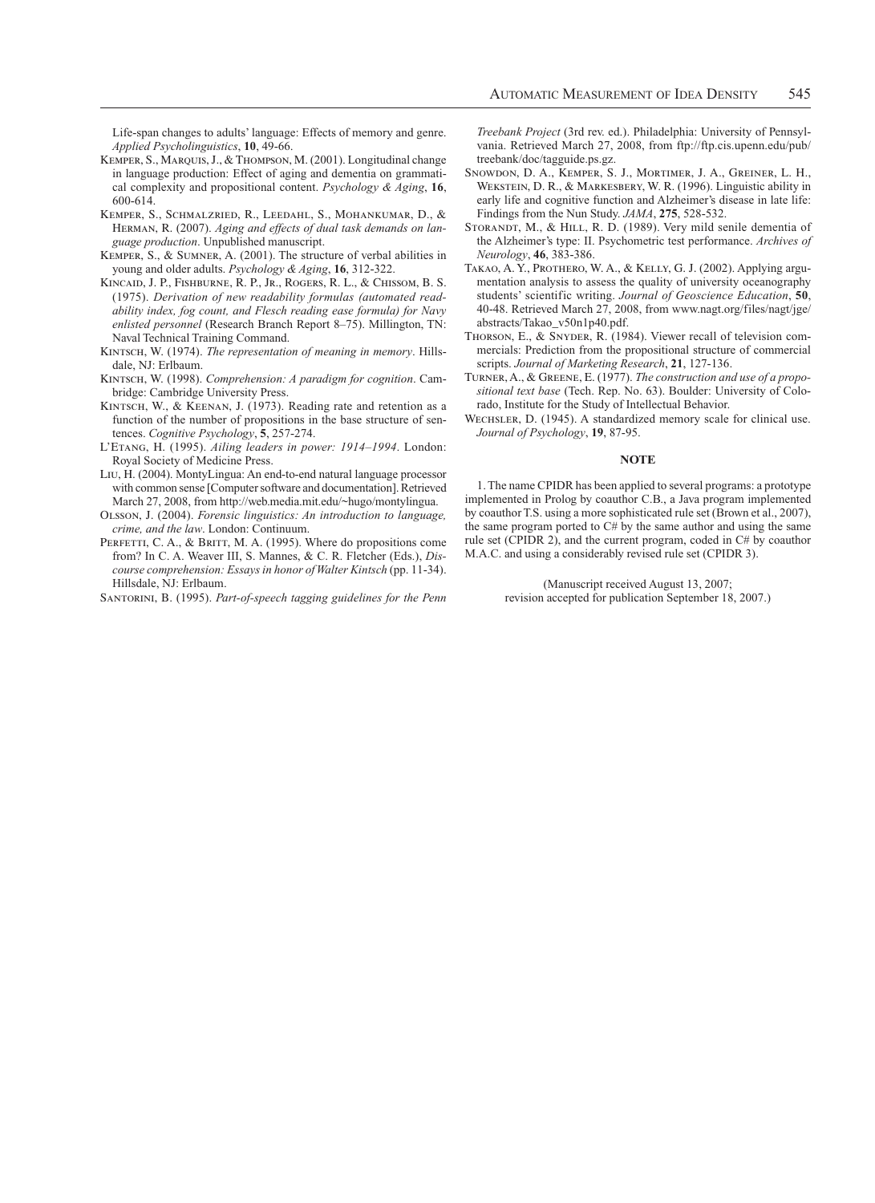Life-span changes to adults' language: Effects of memory and genre. *Applied Psycholinguistics*, **10**, 49-66.

Kemper, S., Marquis, J., & Thompson, M. (2001). Longitudinal change in language production: Effect of aging and dementia on grammatical complexity and propositional content. *Psychology & Aging*, **16**, 600-614.

Kemper, S., Schmalzried, R., Leedahl, S., Mohankumar, D., & Herman, R. (2007). *Aging and effects of dual task demands on language production*. Unpublished manuscript.

Kemper, S., & Sumner, A. (2001). The structure of verbal abilities in young and older adults. *Psychology & Aging*, **16**, 312-322.

Kincaid, J. P., Fishburne, R. P., Jr., Rogers, R. L., & Chissom, B. S. (1975). *Derivation of new readability formulas (automated readability index, fog count, and Flesch reading ease formula) for Navy enlisted personnel* (Research Branch Report 8–75). Millington, TN: Naval Technical Training Command.

Kintsch, W. (1974). *The representation of meaning in memory*. Hillsdale, NJ: Erlbaum.

Kintsch, W. (1998). *Comprehension: A paradigm for cognition*. Cambridge: Cambridge University Press.

Kintsch, W., & Keenan, J. (1973). Reading rate and retention as a function of the number of propositions in the base structure of sentences. *Cognitive Psychology*, **5**, 257-274.

L'Etang, H. (1995). *Ailing leaders in power: 1914–1994*. London: Royal Society of Medicine Press.

Liu, H. (2004). MontyLingua: An end-to-end natural language processor with common sense [Computer software and documentation]. Retrieved March 27, 2008, from http://web.media.mit.edu/~hugo/montylingua.

Olsson, J. (2004). *Forensic linguistics: An introduction to language, crime, and the law*. London: Continuum.

Perfetti, C. A., & Britt, M. A. (1995). Where do propositions come from? In C. A. Weaver III, S. Mannes, & C. R. Fletcher (Eds.), *Discourse comprehension: Essays in honor of Walter Kintsch* (pp. 11-34). Hillsdale, NJ: Erlbaum.

Santorini, B. (1995). *Part-of-speech tagging guidelines for the Penn Treebank Project* (3rd rev. ed.). Philadelphia: University of Pennsylvania. Retrieved March 27, 2008, from ftp://ftp.cis.upenn.edu/pub/treebank/doc/tagguide.ps.gz.

Snowdon, D. A., Kemper, S. J., Mortimer, J. A., Greiner, L. H., Wekstein, D. R., & Markesbery, W. R. (1996). Linguistic ability in early life and cognitive function and Alzheimer's disease in late life: Findings from the Nun Study. *JAMA*, **275**, 528-532.

Storandt, M., & Hill, R. D. (1989). Very mild senile dementia of the Alzheimer's type: II. Psychometric test performance. *Archives of Neurology*, **46**, 383-386.

Takao, A. Y., Prothero, W. A., & Kelly, G. J. (2002). Applying argumentation analysis to assess the quality of university oceanography students' scientific writing. *Journal of Geoscience Education*, **50**, 40-48. Retrieved March 27, 2008, from www.nagt.org/files/nagt/jge/abstracts/Takao_v50n1p40.pdf.

Thorson, E., & Snyder, R. (1984). Viewer recall of television commercials: Prediction from the propositional structure of commercial scripts. *Journal of Marketing Research*, **21**, 127-136.

Turner, A., & Greene, E. (1977). *The construction and use of a propositional text base* (Tech. Rep. No. 63). Boulder: University of Colorado, Institute for the Study of Intellectual Behavior.

Wechsler, D. (1945). A standardized memory scale for clinical use. *Journal of Psychology*, **19**, 87-95.

## NOTE

1. The name CPIDR has been applied to several programs: a prototype implemented in Prolog by coauthor C.B., a Java program implemented by coauthor T.S. using a more sophisticated rule set (Brown et al., 2007), the same program ported to C# by the same author and using the same rule set (CPIDR 2), and the current program, coded in C# by coauthor M.A.C. and using a considerably revised rule set (CPIDR 3).

(Manuscript received August 13, 2007;
revision accepted for publication September 18, 2007.)